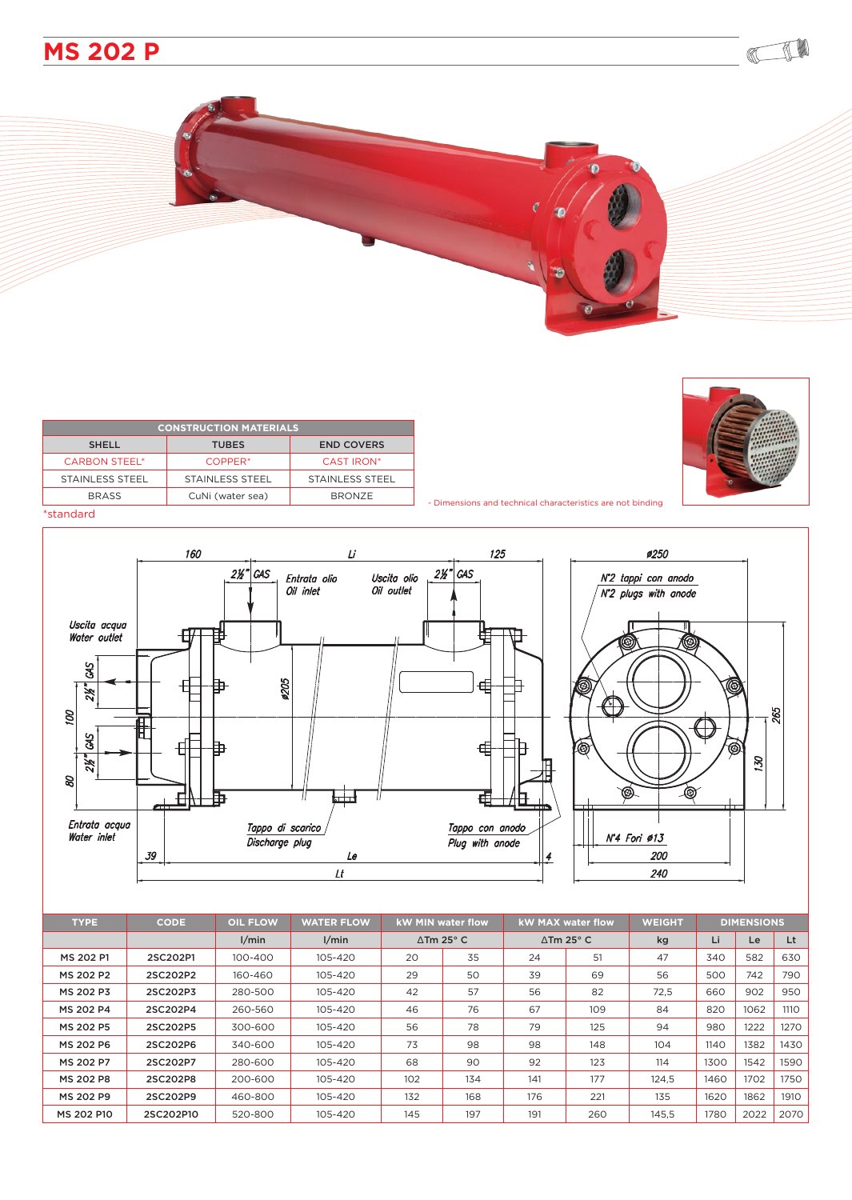# MS 202 P

| CONSTRUCTION MATERIALS | | |
|---|---|---|
| SHELL | TUBES | END COVERS |
| CARBON STEEL* | COPPER* | CAST IRON* |
| STAINLESS STEEL | STAINLESS STEEL | STAINLESS STEEL |
| BRASS | CuNi (water sea) | BRONZE |

*standard

- Dimensions and technical characteristics are not binding

| TYPE | CODE | OIL FLOW | WATER FLOW | kW MIN water flow | | kW MAX water flow | | WEIGHT | DIMENSIONS | | |
|---|---|---|---|---|---|---|---|---|---|---|---|
| | | l/min | l/min | ΔTm 25° C | | ΔTm 25° C | | kg | Li | Le | Lt |
| MS 202 P1 | 2SC202P1 | 100-400 | 105-420 | 20 | 35 | 24 | 51 | 47 | 340 | 582 | 630 |
| MS 202 P2 | 2SC202P2 | 160-460 | 105-420 | 29 | 50 | 39 | 69 | 56 | 500 | 742 | 790 |
| MS 202 P3 | 2SC202P3 | 280-500 | 105-420 | 42 | 57 | 56 | 82 | 72,5 | 660 | 902 | 950 |
| MS 202 P4 | 2SC202P4 | 260-560 | 105-420 | 46 | 76 | 67 | 109 | 84 | 820 | 1062 | 1110 |
| MS 202 P5 | 2SC202P5 | 300-600 | 105-420 | 56 | 78 | 79 | 125 | 94 | 980 | 1222 | 1270 |
| MS 202 P6 | 2SC202P6 | 340-600 | 105-420 | 73 | 98 | 98 | 148 | 104 | 1140 | 1382 | 1430 |
| MS 202 P7 | 2SC202P7 | 280-600 | 105-420 | 68 | 90 | 92 | 123 | 114 | 1300 | 1542 | 1590 |
| MS 202 P8 | 2SC202P8 | 200-600 | 105-420 | 102 | 134 | 141 | 177 | 124,5 | 1460 | 1702 | 1750 |
| MS 202 P9 | 2SC202P9 | 460-800 | 105-420 | 132 | 168 | 176 | 221 | 135 | 1620 | 1862 | 1910 |
| MS 202 P10 | 2SC202P10 | 520-800 | 105-420 | 145 | 197 | 191 | 260 | 145,5 | 1780 | 2022 | 2070 |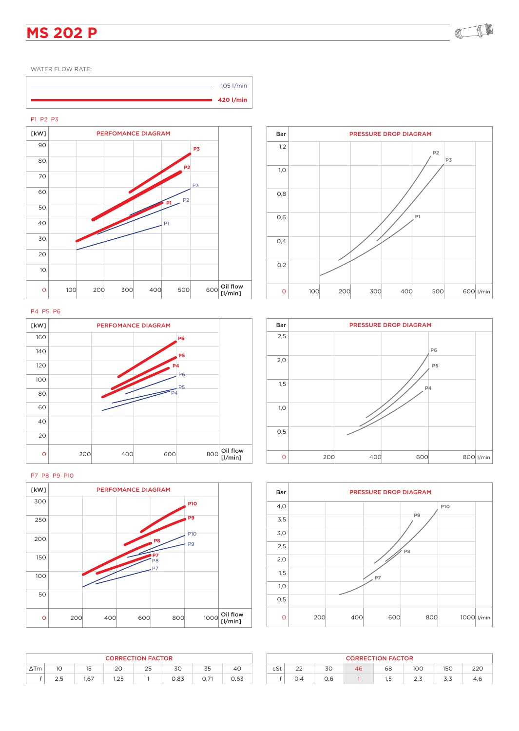# MS 202 P

WATER FLOW RATE:

105 l/min

**420 l/min**

P1 P2 P3

[kW]

PERFOMANCE DIAGRAM

90
80
70
60
50
40
30
20
10
0
100
200
300
400
500
600
Oil flow [l/min]

P3
P2
P1
P3
P2
P1

Bar

PRESSURE DROP DIAGRAM

1,2
1,0
0,8
0,6
0,4
0,2
0
100
200
300
400
500
600
l/min

P2
P3
P1

P4 P5 P6

[kW]

PERFOMANCE DIAGRAM

160
140
120
100
80
60
40
20
0
200
400
600
800
Oil flow [l/min]

P6
P5
P4
P6
P5
P4

Bar

PRESSURE DROP DIAGRAM

2,5
2,0
1,5
1,0
0,5
0
200
400
600
800
l/min

P6
P5
P4

P7 P8 P9 P10

[kW]

PERFOMANCE DIAGRAM

300
250
200
150
100
50
0
200
400
600
800
1000
Oil flow [l/min]

P10
P9
P10
P9
P8
P7
P8
P7

Bar

PRESSURE DROP DIAGRAM

4,0
3,5
3,0
2,5
2,0
1,5
1,0
0,5
0
200
400
600
800
1000
l/min

P10
P9
P8
P7

| CORRECTION FACTOR | | | | | | | |
|---|---|---|---|---|---|---|---|
| ΔTm | 10 | 15 | 20 | 25 | 30 | 35 | 40 |
| f | 2,5 | 1,67 | 1,25 | 1 | 0,83 | 0,71 | 0,63 |

| CORRECTION FACTOR | | | | | | | |
|---|---|---|---|---|---|---|---|
| cSt | 22 | 30 | 46 | 68 | 100 | 150 | 220 |
| f | 0,4 | 0,6 | 1 | 1,5 | 2,3 | 3,3 | 4,6 |